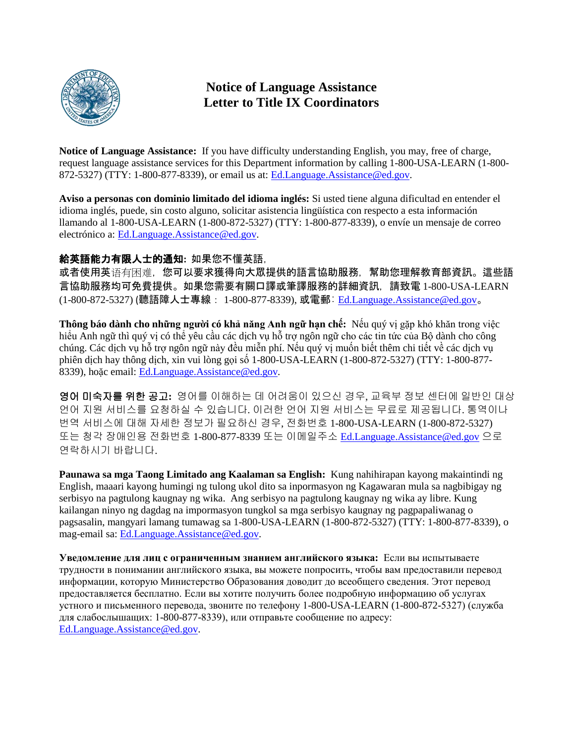# Notice of Language Assistance
# Letter to Title IX Coordinators

**Notice of Language Assistance:** If you have difficulty understanding English, you may, free of charge, request language assistance services for this Department information by calling 1-800-USA-LEARN (1-800-872-5327) (TTY: 1-800-877-8339), or email us at: Ed.Language.Assistance@ed.gov.

**Aviso a personas con dominio limitado del idioma inglés:** Si usted tiene alguna dificultad en entender el idioma inglés, puede, sin costo alguno, solicitar asistencia lingüística con respecto a esta información llamando al 1-800-USA-LEARN (1-800-872-5327) (TTY: 1-800-877-8339), o envíe un mensaje de correo electrónico a: Ed.Language.Assistance@ed.gov.

**給英語能力有限人士的通知:** 如果您不懂英語，或者使用英语有困难，您可以要求獲得向大眾提供的語言協助服務，幫助您理解教育部資訊。這些語言協助服務均可免費提供。如果您需要有關口譯或筆譯服務的詳細資訊，請致電 1-800-USA-LEARN (1-800-872-5327) (聽語障人士專線： 1-800-877-8339), 或電郵：Ed.Language.Assistance@ed.gov。

**Thông báo dành cho những người có khả năng Anh ngữ hạn chế:** Nếu quý vị gặp khó khăn trong việc hiểu Anh ngữ thì quý vị có thể yêu cầu các dịch vụ hỗ trợ ngôn ngữ cho các tin tức của Bộ dành cho công chúng. Các dịch vụ hỗ trợ ngôn ngữ này đều miễn phí. Nếu quý vị muốn biết thêm chi tiết về các dịch vụ phiên dịch hay thông dịch, xin vui lòng gọi số 1-800-USA-LEARN (1-800-872-5327) (TTY: 1-800-877-8339), hoặc email: Ed.Language.Assistance@ed.gov.

**영어 미숙자를 위한 공고:** 영어를 이해하는 데 어려움이 있으신 경우, 교육부 정보 센터에 일반인 대상 언어 지원 서비스를 요청하실 수 있습니다. 이러한 언어 지원 서비스는 무료로 제공됩니다. 통역이나 번역 서비스에 대해 자세한 정보가 필요하신 경우, 전화번호 1-800-USA-LEARN (1-800-872-5327) 또는 청각 장애인용 전화번호 1-800-877-8339 또는 이메일주소 Ed.Language.Assistance@ed.gov 으로 연락하시기 바랍니다.

**Paunawa sa mga Taong Limitado ang Kaalaman sa English:** Kung nahihirapan kayong makaintindi ng English, maaari kayong humingi ng tulong ukol dito sa inpormasyon ng Kagawaran mula sa nagbibigay ng serbisyo na pagtulong kaugnay ng wika. Ang serbisyo na pagtulong kaugnay ng wika ay libre. Kung kailangan ninyo ng dagdag na impormasyon tungkol sa mga serbisyo kaugnay ng pagpapaliwanag o pagsasalin, mangyari lamang tumawag sa 1-800-USA-LEARN (1-800-872-5327) (TTY: 1-800-877-8339), o mag-email sa: Ed.Language.Assistance@ed.gov.

**Уведомление для лиц с ограниченным знанием английского языка:** Если вы испытываете трудности в понимании английского языка, вы можете попросить, чтобы вам предоставили перевод информации, которую Министерство Образования доводит до всеобщего сведения. Этот перевод предоставляется бесплатно. Если вы хотите получить более подробную информацию об услугах устного и письменного перевода, звоните по телефону 1-800-USA-LEARN (1-800-872-5327) (служба для слабослышащих: 1-800-877-8339), или отправьте сообщение по адресу: Ed.Language.Assistance@ed.gov.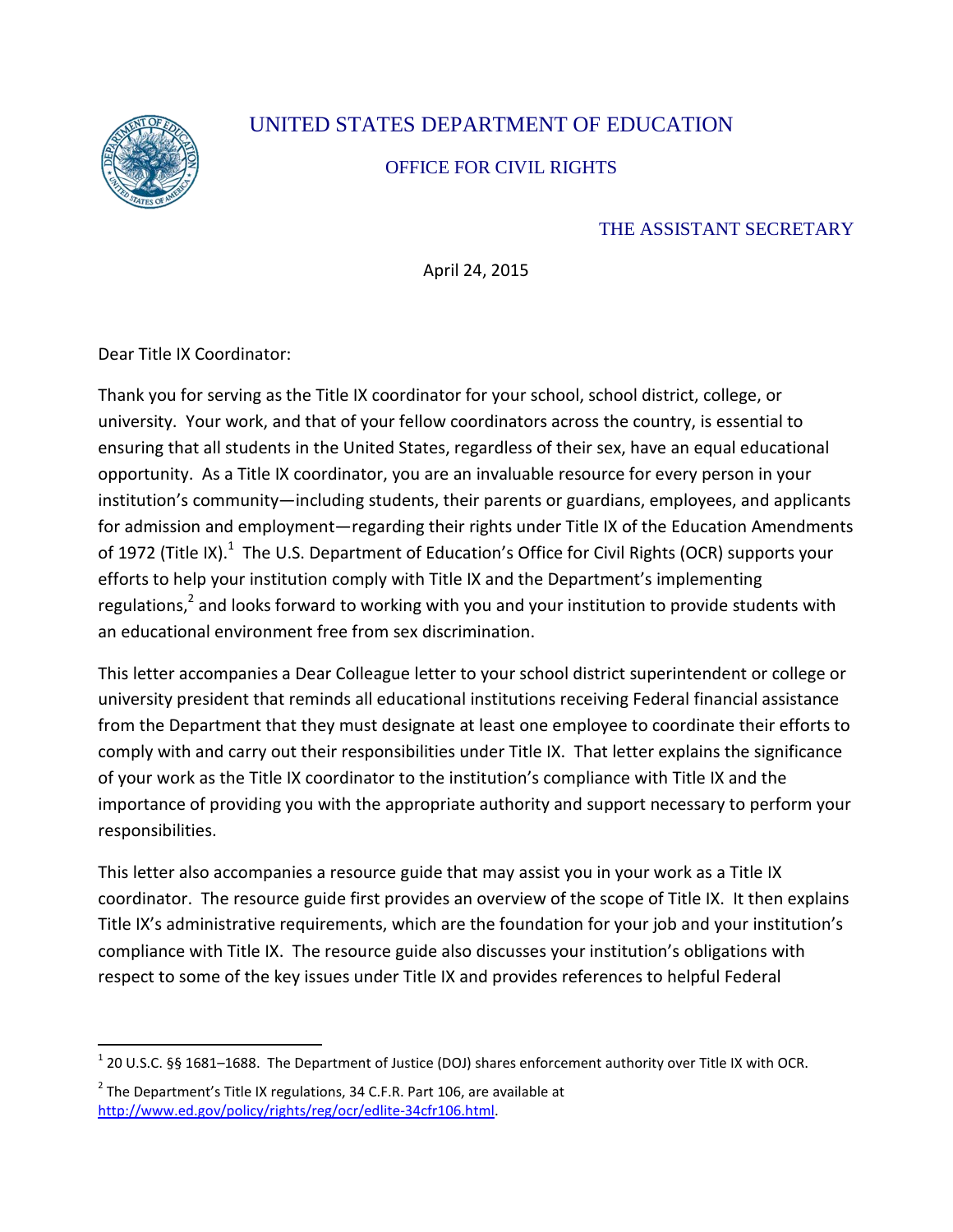UNITED STATES DEPARTMENT OF EDUCATION

OFFICE FOR CIVIL RIGHTS

THE ASSISTANT SECRETARY

April 24, 2015

Dear Title IX Coordinator:

Thank you for serving as the Title IX coordinator for your school, school district, college, or university. Your work, and that of your fellow coordinators across the country, is essential to ensuring that all students in the United States, regardless of their sex, have an equal educational opportunity. As a Title IX coordinator, you are an invaluable resource for every person in your institution's community—including students, their parents or guardians, employees, and applicants for admission and employment—regarding their rights under Title IX of the Education Amendments of 1972 (Title IX).[1] The U.S. Department of Education's Office for Civil Rights (OCR) supports your efforts to help your institution comply with Title IX and the Department's implementing regulations,[2] and looks forward to working with you and your institution to provide students with an educational environment free from sex discrimination.

This letter accompanies a Dear Colleague letter to your school district superintendent or college or university president that reminds all educational institutions receiving Federal financial assistance from the Department that they must designate at least one employee to coordinate their efforts to comply with and carry out their responsibilities under Title IX. That letter explains the significance of your work as the Title IX coordinator to the institution's compliance with Title IX and the importance of providing you with the appropriate authority and support necessary to perform your responsibilities.

This letter also accompanies a resource guide that may assist you in your work as a Title IX coordinator. The resource guide first provides an overview of the scope of Title IX. It then explains Title IX's administrative requirements, which are the foundation for your job and your institution's compliance with Title IX. The resource guide also discusses your institution's obligations with respect to some of the key issues under Title IX and provides references to helpful Federal

[1] 20 U.S.C. §§ 1681–1688. The Department of Justice (DOJ) shares enforcement authority over Title IX with OCR.

[2] The Department's Title IX regulations, 34 C.F.R. Part 106, are available at http://www.ed.gov/policy/rights/reg/ocr/edlite-34cfr106.html.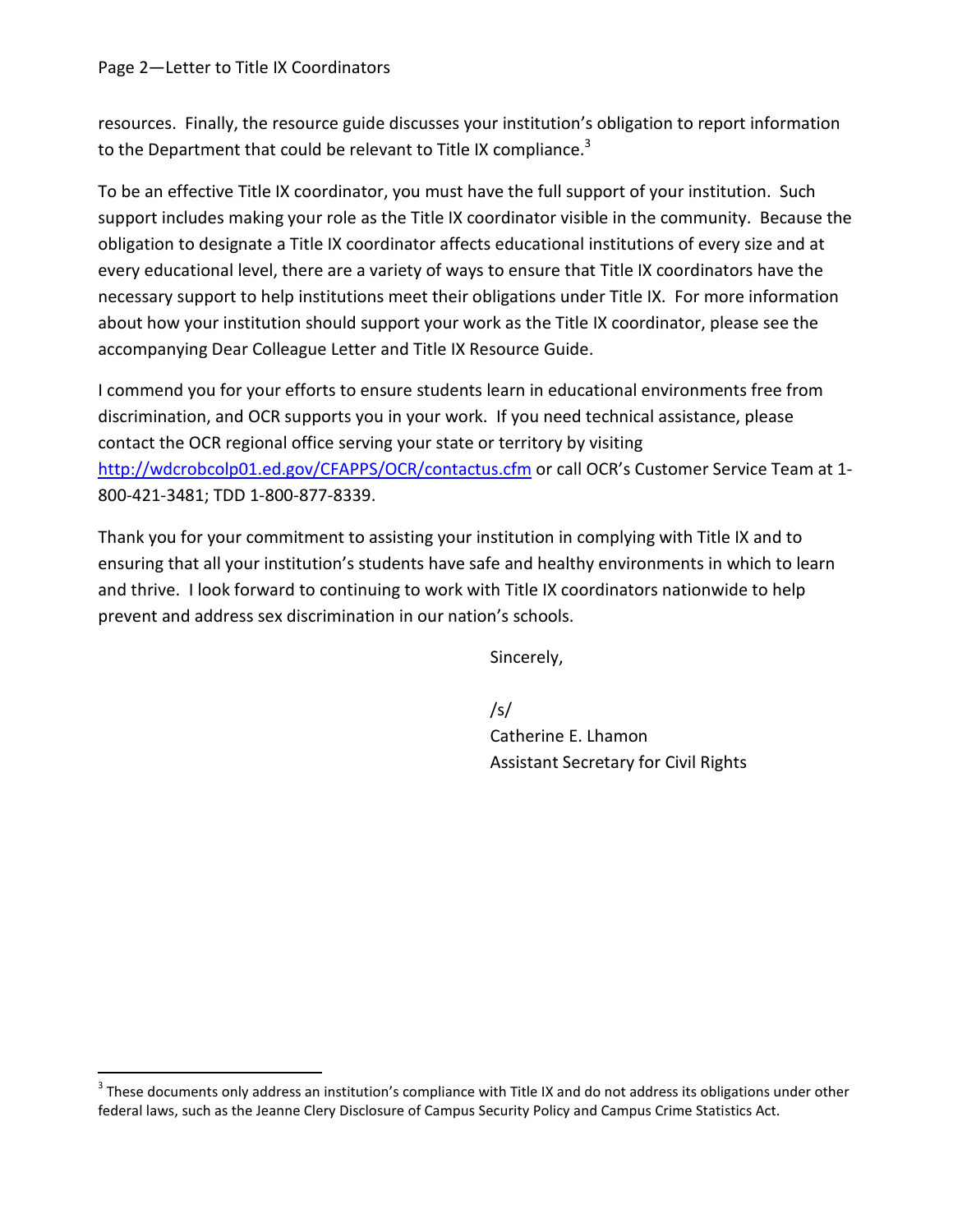resources. Finally, the resource guide discusses your institution's obligation to report information to the Department that could be relevant to Title IX compliance.[3]

To be an effective Title IX coordinator, you must have the full support of your institution. Such support includes making your role as the Title IX coordinator visible in the community. Because the obligation to designate a Title IX coordinator affects educational institutions of every size and at every educational level, there are a variety of ways to ensure that Title IX coordinators have the necessary support to help institutions meet their obligations under Title IX. For more information about how your institution should support your work as the Title IX coordinator, please see the accompanying Dear Colleague Letter and Title IX Resource Guide.

I commend you for your efforts to ensure students learn in educational environments free from discrimination, and OCR supports you in your work. If you need technical assistance, please contact the OCR regional office serving your state or territory by visiting [http://wdcrobcolp01.ed.gov/CFAPPS/OCR/contactus.cfm](http://wdcrobcolp01.ed.gov/CFAPPS/OCR/contactus.cfm) or call OCR's Customer Service Team at 1-800-421-3481; TDD 1-800-877-8339.

Thank you for your commitment to assisting your institution in complying with Title IX and to ensuring that all your institution's students have safe and healthy environments in which to learn and thrive. I look forward to continuing to work with Title IX coordinators nationwide to help prevent and address sex discrimination in our nation's schools.

Sincerely,

/s/
Catherine E. Lhamon
Assistant Secretary for Civil Rights

---

[3] These documents only address an institution's compliance with Title IX and do not address its obligations under other federal laws, such as the Jeanne Clery Disclosure of Campus Security Policy and Campus Crime Statistics Act.